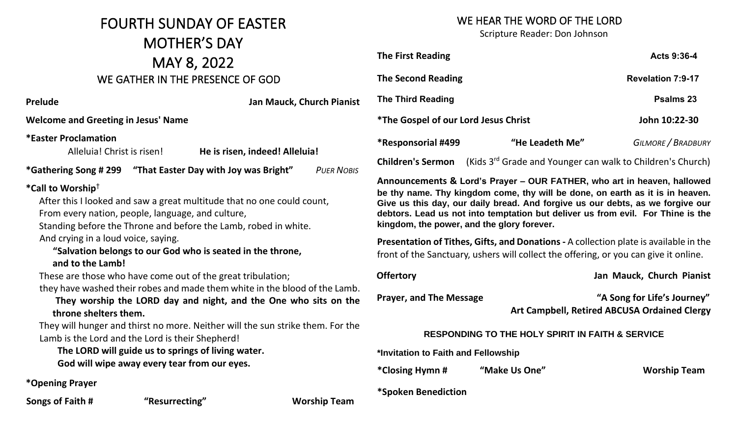# FOURTH SUNDAY OF EASTER
# MOTHER'S DAY
# MAY 8, 2022

## WE GATHER IN THE PRESENCE OF GOD

**Prelude** **Jan Mauck, Church Pianist**

**Welcome and Greeting in Jesus' Name**

**\*Easter Proclamation**

Alleluia! Christ is risen! **He is risen, indeed! Alleluia!**

**\*Gathering Song # 299 "That Easter Day with Joy was Bright"** *PUER NOBIS*

**\*Call to Worship**†

After this I looked and saw a great multitude that no one could count,
From every nation, people, language, and culture,
Standing before the Throne and before the Lamb, robed in white.
And crying in a loud voice, saying.

**"Salvation belongs to our God who is seated in the throne, and to the Lamb!**

These are those who have come out of the great tribulation;
they have washed their robes and made them white in the blood of the Lamb.

**They worship the LORD day and night, and the One who sits on the throne shelters them.**

They will hunger and thirst no more. Neither will the sun strike them. For the Lamb is the Lord and the Lord is their Shepherd!

**The LORD will guide us to springs of living water.**
**God will wipe away every tear from our eyes.**

**\*Opening Prayer**

**Songs of Faith # "Resurrecting" Worship Team**

## WE HEAR THE WORD OF THE LORD

Scripture Reader: Don Johnson

**The First Reading** **Acts 9:36-4**

**The Second Reading** **Revelation 7:9-17**

**The Third Reading** **Psalms 23**

**\*The Gospel of our Lord Jesus Christ** **John 10:22-30**

**\*Responsorial #499 "He Leadeth Me"** *GILMORE / BRADBURY*

**Children's Sermon** (Kids 3rd Grade and Younger can walk to Children's Church)

**Announcements & Lord's Prayer – OUR FATHER, who art in heaven, hallowed be thy name. Thy kingdom come, thy will be done, on earth as it is in heaven. Give us this day, our daily bread. And forgive us our debts, as we forgive our debtors. Lead us not into temptation but deliver us from evil. For Thine is the kingdom, the power, and the glory forever.**

**Presentation of Tithes, Gifts, and Donations -** A collection plate is available in the front of the Sanctuary, ushers will collect the offering, or you can give it online.

**Offertory** **Jan Mauck, Church Pianist**

**Prayer, and The Message** **"A Song for Life's Journey"**
**Art Campbell, Retired ABCUSA Ordained Clergy**

## RESPONDING TO THE HOLY SPIRIT IN FAITH & SERVICE

**\*Invitation to Faith and Fellowship**

**\*Closing Hymn # "Make Us One" Worship Team**

**\*Spoken Benediction**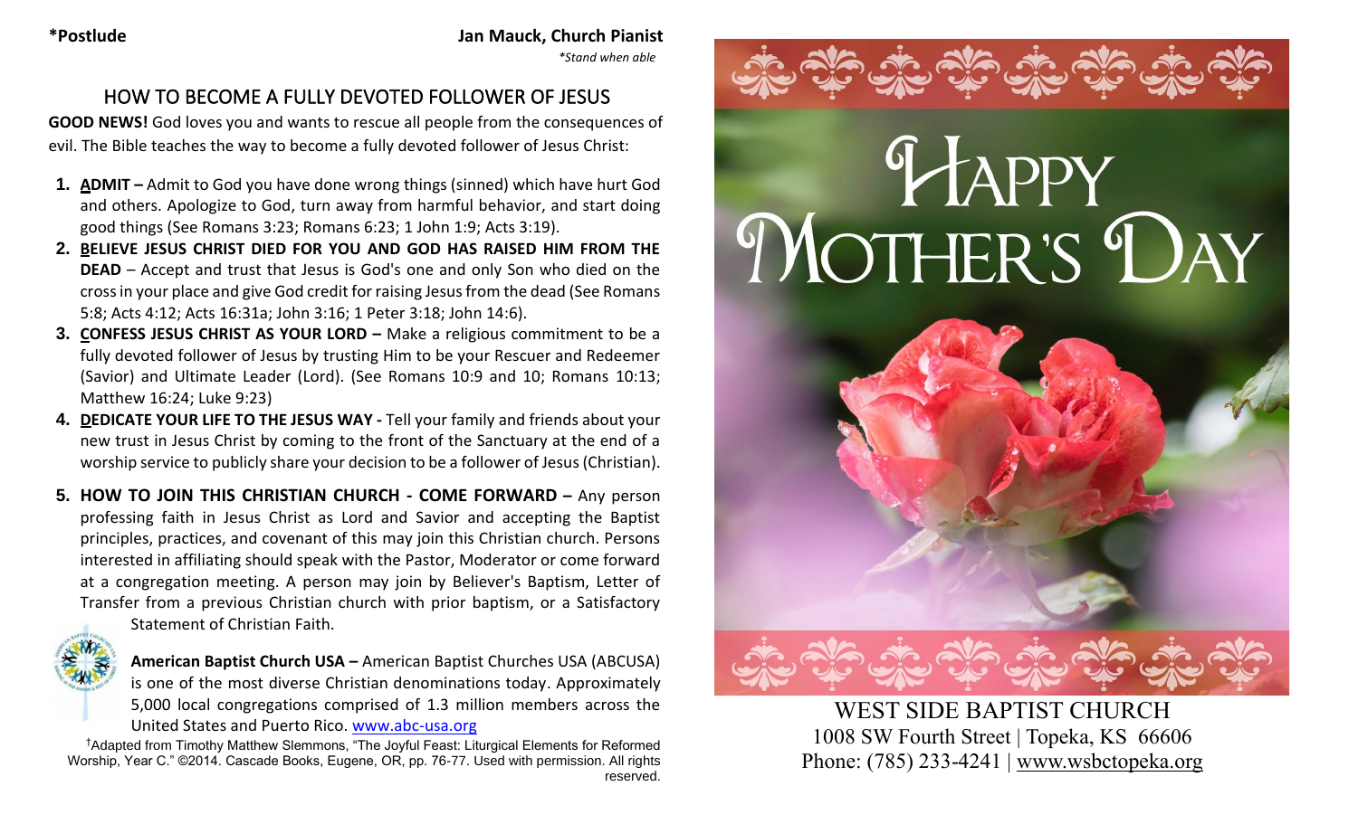**\*Postlude** **Jan Mauck, Church Pianist**

*\*Stand when able*

## HOW TO BECOME A FULLY DEVOTED FOLLOWER OF JESUS

**GOOD NEWS!** God loves you and wants to rescue all people from the consequences of evil. The Bible teaches the way to become a fully devoted follower of Jesus Christ:

1. **ADMIT –** Admit to God you have done wrong things (sinned) which have hurt God and others. Apologize to God, turn away from harmful behavior, and start doing good things (See Romans 3:23; Romans 6:23; 1 John 1:9; Acts 3:19).
2. **BELIEVE JESUS CHRIST DIED FOR YOU AND GOD HAS RAISED HIM FROM THE DEAD** – Accept and trust that Jesus is God's one and only Son who died on the cross in your place and give God credit for raising Jesus from the dead (See Romans 5:8; Acts 4:12; Acts 16:31a; John 3:16; 1 Peter 3:18; John 14:6).
3. **CONFESS JESUS CHRIST AS YOUR LORD –** Make a religious commitment to be a fully devoted follower of Jesus by trusting Him to be your Rescuer and Redeemer (Savior) and Ultimate Leader (Lord). (See Romans 10:9 and 10; Romans 10:13; Matthew 16:24; Luke 9:23)
4. **DEDICATE YOUR LIFE TO THE JESUS WAY -** Tell your family and friends about your new trust in Jesus Christ by coming to the front of the Sanctuary at the end of a worship service to publicly share your decision to be a follower of Jesus (Christian).
5. **HOW TO JOIN THIS CHRISTIAN CHURCH - COME FORWARD –** Any person professing faith in Jesus Christ as Lord and Savior and accepting the Baptist principles, practices, and covenant of this may join this Christian church. Persons interested in affiliating should speak with the Pastor, Moderator or come forward at a congregation meeting. A person may join by Believer's Baptism, Letter of Transfer from a previous Christian church with prior baptism, or a Satisfactory Statement of Christian Faith.

**American Baptist Church USA –** American Baptist Churches USA (ABCUSA) is one of the most diverse Christian denominations today. Approximately 5,000 local congregations comprised of 1.3 million members across the United States and Puerto Rico. www.abc-usa.org

†Adapted from Timothy Matthew Slemmons, "The Joyful Feast: Liturgical Elements for Reformed Worship, Year C." ©2014. Cascade Books, Eugene, OR, pp. 76-77. Used with permission. All rights reserved.

# Happy Mother's Day

WEST SIDE BAPTIST CHURCH
1008 SW Fourth Street | Topeka, KS 66606
Phone: (785) 233-4241 | www.wsbctopeka.org